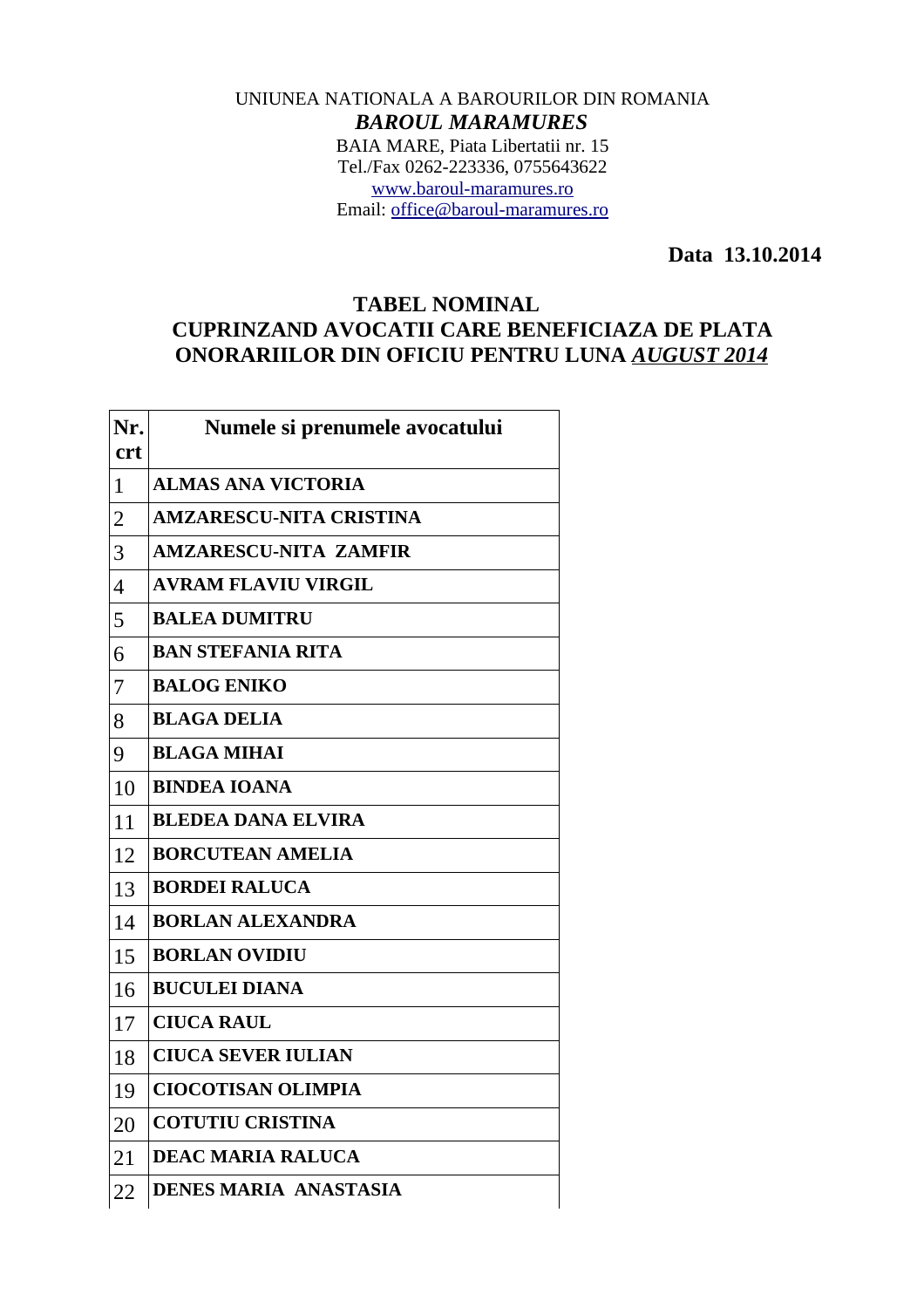UNIUNEA NATIONALA A BAROURILOR DIN ROMANIA

***BAROUL MARAMURES***

BAIA MARE, Piata Libertatii nr. 15

Tel./Fax 0262-223336, 0755643622

www.baroul-maramures.ro

Email: office@baroul-maramures.ro

**Data 13.10.2014**

# TABEL NOMINAL CUPRINZAND AVOCATII CARE BENEFICIAZA DE PLATA ONORARIILOR DIN OFICIU PENTRU LUNA *AUGUST 2014*

| Nr. crt | Numele si prenumele avocatului |
|---|---|
| 1 | **ALMAS ANA VICTORIA** |
| 2 | **AMZARESCU-NITA CRISTINA** |
| 3 | **AMZARESCU-NITA ZAMFIR** |
| 4 | **AVRAM FLAVIU VIRGIL** |
| 5 | **BALEA DUMITRU** |
| 6 | **BAN STEFANIA RITA** |
| 7 | **BALOG ENIKO** |
| 8 | **BLAGA DELIA** |
| 9 | **BLAGA MIHAI** |
| 10 | **BINDEA IOANA** |
| 11 | **BLEDEA DANA ELVIRA** |
| 12 | **BORCUTEAN AMELIA** |
| 13 | **BORDEI RALUCA** |
| 14 | **BORLAN ALEXANDRA** |
| 15 | **BORLAN OVIDIU** |
| 16 | **BUCULEI DIANA** |
| 17 | **CIUCA RAUL** |
| 18 | **CIUCA SEVER IULIAN** |
| 19 | **CIOCOTISAN OLIMPIA** |
| 20 | **COTUTIU CRISTINA** |
| 21 | **DEAC MARIA RALUCA** |
| 22 | **DENES MARIA ANASTASIA** |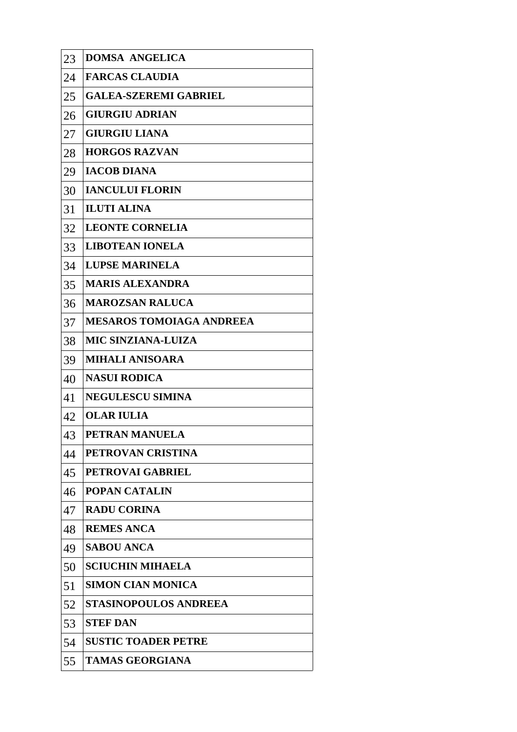| | |
|---|---|
| 23 | **DOMSA ANGELICA** |
| 24 | **FARCAS CLAUDIA** |
| 25 | **GALEA-SZEREMI GABRIEL** |
| 26 | **GIURGIU ADRIAN** |
| 27 | **GIURGIU LIANA** |
| 28 | **HORGOS RAZVAN** |
| 29 | **IACOB DIANA** |
| 30 | **IANCULUI FLORIN** |
| 31 | **ILUTI ALINA** |
| 32 | **LEONTE CORNELIA** |
| 33 | **LIBOTEAN IONELA** |
| 34 | **LUPSE MARINELA** |
| 35 | **MARIS ALEXANDRA** |
| 36 | **MAROZSAN RALUCA** |
| 37 | **MESAROS TOMOIAGA ANDREEA** |
| 38 | **MIC SINZIANA-LUIZA** |
| 39 | **MIHALI ANISOARA** |
| 40 | **NASUI RODICA** |
| 41 | **NEGULESCU SIMINA** |
| 42 | **OLAR IULIA** |
| 43 | **PETRAN MANUELA** |
| 44 | **PETROVAN CRISTINA** |
| 45 | **PETROVAI GABRIEL** |
| 46 | **POPAN CATALIN** |
| 47 | **RADU CORINA** |
| 48 | **REMES ANCA** |
| 49 | **SABOU ANCA** |
| 50 | **SCIUCHIN MIHAELA** |
| 51 | **SIMON CIAN MONICA** |
| 52 | **STASINOPOULOS ANDREEA** |
| 53 | **STEF DAN** |
| 54 | **SUSTIC TOADER PETRE** |
| 55 | **TAMAS GEORGIANA** |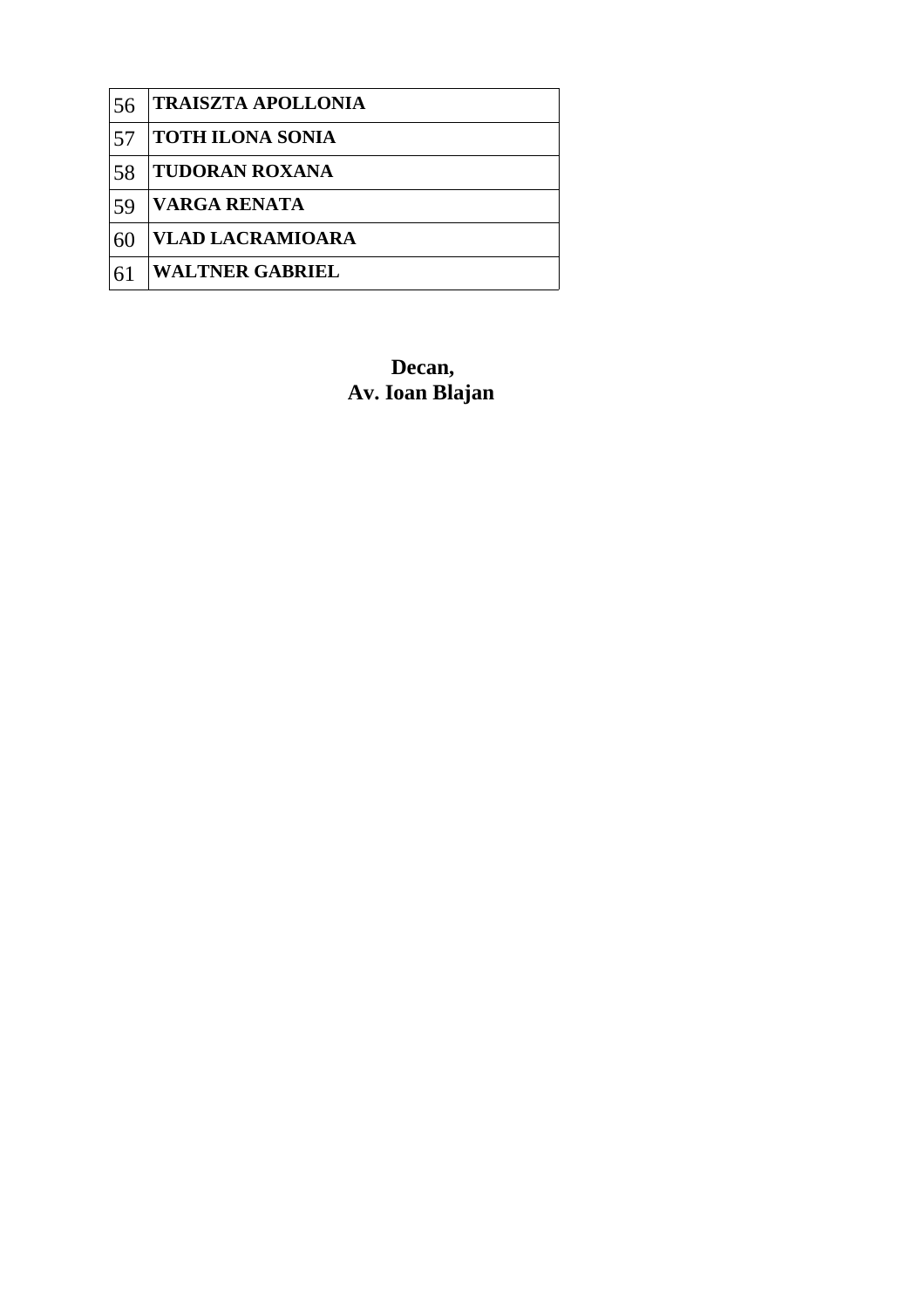| | |
|---|---|
| 56 | **TRAISZTA APOLLONIA** |
| 57 | **TOTH ILONA SONIA** |
| 58 | **TUDORAN ROXANA** |
| 59 | **VARGA RENATA** |
| 60 | **VLAD LACRAMIOARA** |
| 61 | **WALTNER GABRIEL** |

**Decan,**
**Av. Ioan Blajan**